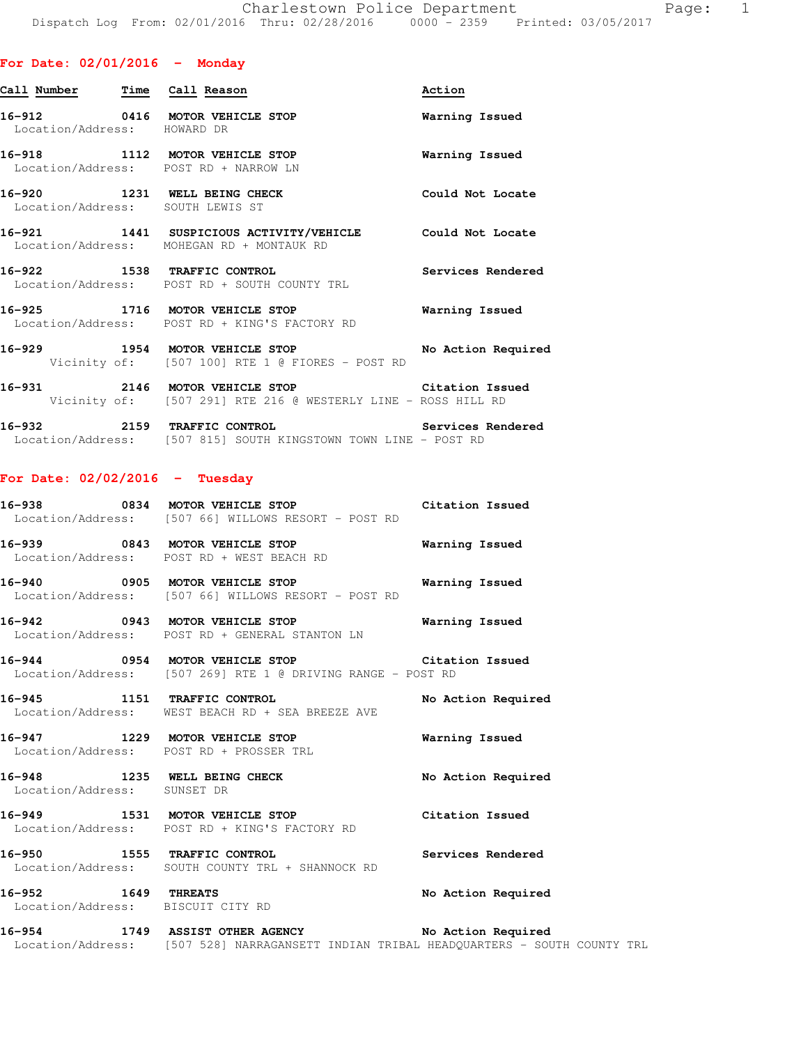Dispatch Log From: 02/01/2016 Thru: 02/28/2016 0000 - 2359 Printed: 03/05/2017

## For Date: 02/01/2016 - Monday

| Call Number | Time | Call Reason | Action |
|---|---|---|---|
| 16-912 | 0416 | MOTOR VEHICLE STOP | Warning Issued |
| Location/Address: HOWARD DR | | | |
| 16-918 | 1112 | MOTOR VEHICLE STOP | Warning Issued |
| Location/Address: POST RD + NARROW LN | | | |
| 16-920 | 1231 | WELL BEING CHECK | Could Not Locate |
| Location/Address: SOUTH LEWIS ST | | | |
| 16-921 | 1441 | SUSPICIOUS ACTIVITY/VEHICLE | Could Not Locate |
| Location/Address: MOHEGAN RD + MONTAUK RD | | | |
| 16-922 | 1538 | TRAFFIC CONTROL | Services Rendered |
| Location/Address: POST RD + SOUTH COUNTY TRL | | | |
| 16-925 | 1716 | MOTOR VEHICLE STOP | Warning Issued |
| Location/Address: POST RD + KING'S FACTORY RD | | | |
| 16-929 | 1954 | MOTOR VEHICLE STOP | No Action Required |
| Vicinity of: [507 100] RTE 1 @ FIORES - POST RD | | | |
| 16-931 | 2146 | MOTOR VEHICLE STOP | Citation Issued |
| Vicinity of: [507 291] RTE 216 @ WESTERLY LINE - ROSS HILL RD | | | |
| 16-932 | 2159 | TRAFFIC CONTROL | Services Rendered |
| Location/Address: [507 815] SOUTH KINGSTOWN TOWN LINE - POST RD | | | |

## For Date: 02/02/2016 - Tuesday

| Call Number | Time | Call Reason | Action |
|---|---|---|---|
| 16-938 | 0834 | MOTOR VEHICLE STOP | Citation Issued |
| Location/Address: [507 66] WILLOWS RESORT - POST RD | | | |
| 16-939 | 0843 | MOTOR VEHICLE STOP | Warning Issued |
| Location/Address: POST RD + WEST BEACH RD | | | |
| 16-940 | 0905 | MOTOR VEHICLE STOP | Warning Issued |
| Location/Address: [507 66] WILLOWS RESORT - POST RD | | | |
| 16-942 | 0943 | MOTOR VEHICLE STOP | Warning Issued |
| Location/Address: POST RD + GENERAL STANTON LN | | | |
| 16-944 | 0954 | MOTOR VEHICLE STOP | Citation Issued |
| Location/Address: [507 269] RTE 1 @ DRIVING RANGE - POST RD | | | |
| 16-945 | 1151 | TRAFFIC CONTROL | No Action Required |
| Location/Address: WEST BEACH RD + SEA BREEZE AVE | | | |
| 16-947 | 1229 | MOTOR VEHICLE STOP | Warning Issued |
| Location/Address: POST RD + PROSSER TRL | | | |
| 16-948 | 1235 | WELL BEING CHECK | No Action Required |
| Location/Address: SUNSET DR | | | |
| 16-949 | 1531 | MOTOR VEHICLE STOP | Citation Issued |
| Location/Address: POST RD + KING'S FACTORY RD | | | |
| 16-950 | 1555 | TRAFFIC CONTROL | Services Rendered |
| Location/Address: SOUTH COUNTY TRL + SHANNOCK RD | | | |
| 16-952 | 1649 | THREATS | No Action Required |
| Location/Address: BISCUIT CITY RD | | | |
| 16-954 | 1749 | ASSIST OTHER AGENCY | No Action Required |
| Location/Address: [507 528] NARRAGANSETT INDIAN TRIBAL HEADQUARTERS - SOUTH COUNTY TRL | | | |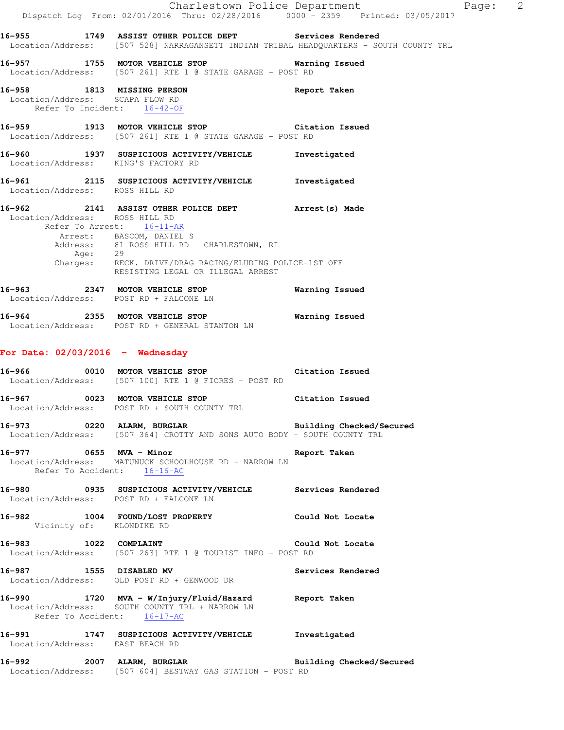**16-955 1749 ASSIST OTHER POLICE DEPT Services Rendered**
Location/Address: [507 528] NARRAGANSETT INDIAN TRIBAL HEADQUARTERS - SOUTH COUNTY TRL

**16-957 1755 MOTOR VEHICLE STOP Warning Issued**
Location/Address: [507 261] RTE 1 @ STATE GARAGE - POST RD

**16-958 1813 MISSING PERSON Report Taken**
Location/Address: SCAPA FLOW RD
Refer To Incident: 16-42-OF

**16-959 1913 MOTOR VEHICLE STOP Citation Issued**
Location/Address: [507 261] RTE 1 @ STATE GARAGE - POST RD

**16-960 1937 SUSPICIOUS ACTIVITY/VEHICLE Investigated**
Location/Address: KING'S FACTORY RD

**16-961 2115 SUSPICIOUS ACTIVITY/VEHICLE Investigated**
Location/Address: ROSS HILL RD

**16-962 2141 ASSIST OTHER POLICE DEPT Arrest(s) Made**
Location/Address: ROSS HILL RD
Refer To Arrest: 16-11-AR
Arrest: BASCOM, DANIEL S
Address: 81 ROSS HILL RD CHARLESTOWN, RI
Age: 29
Charges: RECK. DRIVE/DRAG RACING/ELUDING POLICE-1ST OFF
RESISTING LEGAL OR ILLEGAL ARREST

**16-963 2347 MOTOR VEHICLE STOP Warning Issued**
Location/Address: POST RD + FALCONE LN

**16-964 2355 MOTOR VEHICLE STOP Warning Issued**
Location/Address: POST RD + GENERAL STANTON LN

## For Date: 02/03/2016 - Wednesday

**16-966 0010 MOTOR VEHICLE STOP Citation Issued**
Location/Address: [507 100] RTE 1 @ FIORES - POST RD

**16-967 0023 MOTOR VEHICLE STOP Citation Issued**
Location/Address: POST RD + SOUTH COUNTY TRL

**16-973 0220 ALARM, BURGLAR Building Checked/Secured**
Location/Address: [507 364] CROTTY AND SONS AUTO BODY - SOUTH COUNTY TRL

**16-977 0655 MVA - Minor Report Taken**
Location/Address: MATUNUCK SCHOOLHOUSE RD + NARROW LN
Refer To Accident: 16-16-AC

**16-980 0935 SUSPICIOUS ACTIVITY/VEHICLE Services Rendered**
Location/Address: POST RD + FALCONE LN

**16-982 1004 FOUND/LOST PROPERTY Could Not Locate**
Vicinity of: KLONDIKE RD

**16-983 1022 COMPLAINT Could Not Locate**
Location/Address: [507 263] RTE 1 @ TOURIST INFO - POST RD

**16-987 1555 DISABLED MV Services Rendered**
Location/Address: OLD POST RD + GENWOOD DR

**16-990 1720 MVA - W/Injury/Fluid/Hazard Report Taken**
Location/Address: SOUTH COUNTY TRL + NARROW LN
Refer To Accident: 16-17-AC

**16-991 1747 SUSPICIOUS ACTIVITY/VEHICLE Investigated**
Location/Address: EAST BEACH RD

**16-992 2007 ALARM, BURGLAR Building Checked/Secured**
Location/Address: [507 604] BESTWAY GAS STATION - POST RD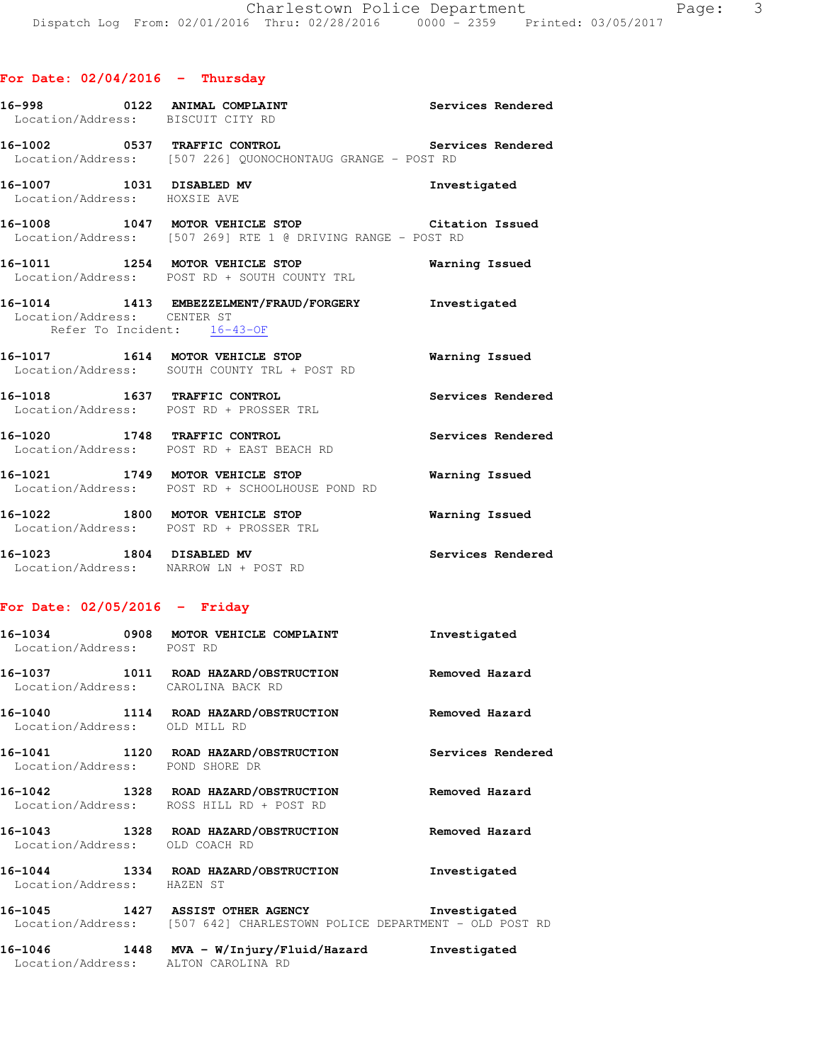## For Date: 02/04/2016 - Thursday

**16-998 0122 ANIMAL COMPLAINT** Services Rendered
Location/Address: BISCUIT CITY RD

**16-1002 0537 TRAFFIC CONTROL** Services Rendered
Location/Address: [507 226] QUONOCHONTAUG GRANGE - POST RD

**16-1007 1031 DISABLED MV** Investigated
Location/Address: HOXSIE AVE

**16-1008 1047 MOTOR VEHICLE STOP** Citation Issued
Location/Address: [507 269] RTE 1 @ DRIVING RANGE - POST RD

**16-1011 1254 MOTOR VEHICLE STOP** Warning Issued
Location/Address: POST RD + SOUTH COUNTY TRL

**16-1014 1413 EMBEZZELMENT/FRAUD/FORGERY** Investigated
Location/Address: CENTER ST
Refer To Incident: 16-43-OF

**16-1017 1614 MOTOR VEHICLE STOP** Warning Issued
Location/Address: SOUTH COUNTY TRL + POST RD

**16-1018 1637 TRAFFIC CONTROL** Services Rendered
Location/Address: POST RD + PROSSER TRL

**16-1020 1748 TRAFFIC CONTROL** Services Rendered
Location/Address: POST RD + EAST BEACH RD

**16-1021 1749 MOTOR VEHICLE STOP** Warning Issued
Location/Address: POST RD + SCHOOLHOUSE POND RD

**16-1022 1800 MOTOR VEHICLE STOP** Warning Issued
Location/Address: POST RD + PROSSER TRL

**16-1023 1804 DISABLED MV** Services Rendered
Location/Address: NARROW LN + POST RD

## For Date: 02/05/2016 - Friday

**16-1034 0908 MOTOR VEHICLE COMPLAINT** Investigated
Location/Address: POST RD

**16-1037 1011 ROAD HAZARD/OBSTRUCTION** Removed Hazard
Location/Address: CAROLINA BACK RD

**16-1040 1114 ROAD HAZARD/OBSTRUCTION** Removed Hazard
Location/Address: OLD MILL RD

**16-1041 1120 ROAD HAZARD/OBSTRUCTION** Services Rendered
Location/Address: POND SHORE DR

**16-1042 1328 ROAD HAZARD/OBSTRUCTION** Removed Hazard
Location/Address: ROSS HILL RD + POST RD

**16-1043 1328 ROAD HAZARD/OBSTRUCTION** Removed Hazard
Location/Address: OLD COACH RD

**16-1044 1334 ROAD HAZARD/OBSTRUCTION** Investigated
Location/Address: HAZEN ST

**16-1045 1427 ASSIST OTHER AGENCY** Investigated
Location/Address: [507 642] CHARLESTOWN POLICE DEPARTMENT - OLD POST RD

**16-1046 1448 MVA - W/Injury/Fluid/Hazard** Investigated
Location/Address: ALTON CAROLINA RD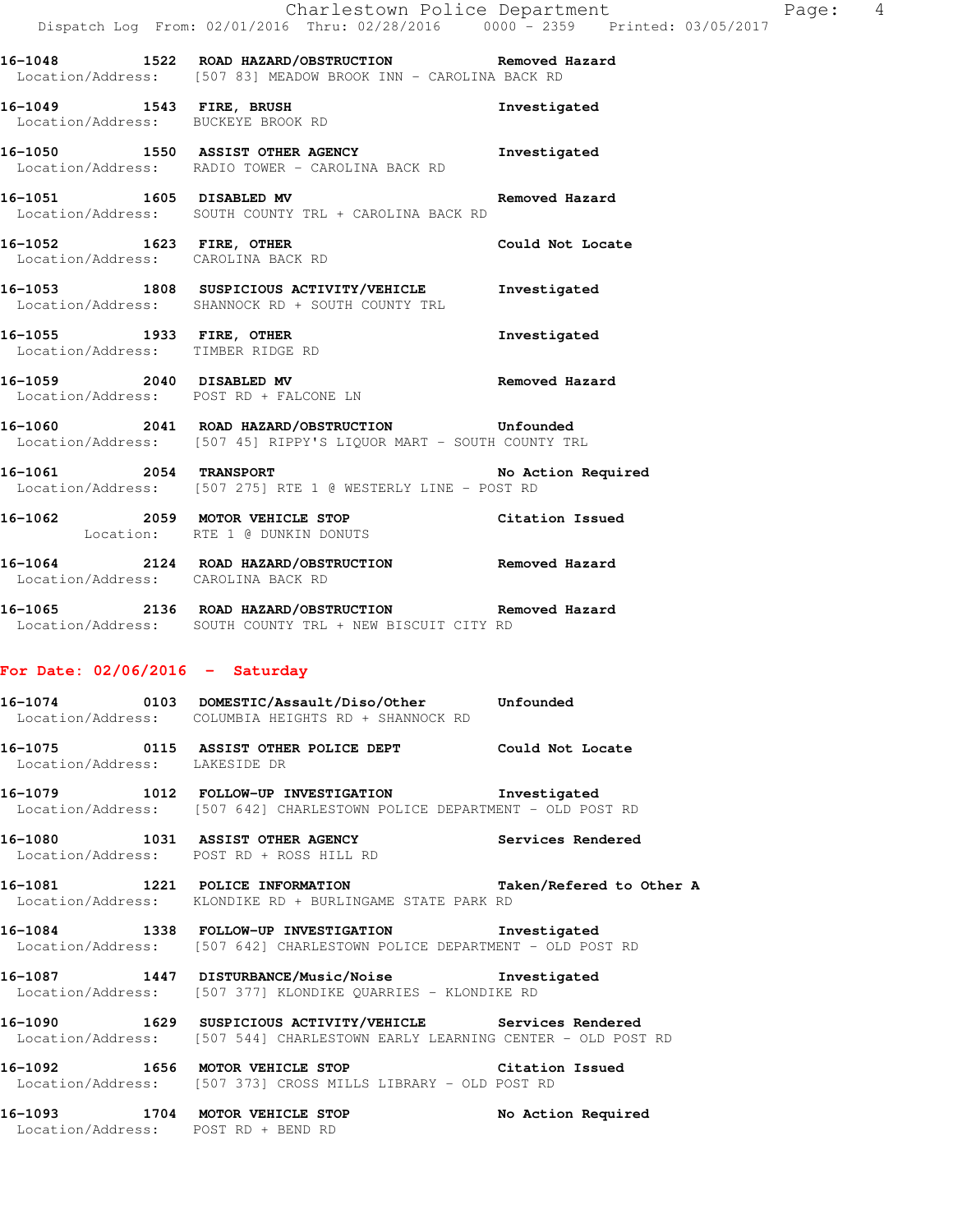16-1048 1522 ROAD HAZARD/OBSTRUCTION Removed Hazard
Location/Address: [507 83] MEADOW BROOK INN - CAROLINA BACK RD

16-1049 1543 FIRE, BRUSH Investigated
Location/Address: BUCKEYE BROOK RD

16-1050 1550 ASSIST OTHER AGENCY Investigated
Location/Address: RADIO TOWER - CAROLINA BACK RD

16-1051 1605 DISABLED MV Removed Hazard
Location/Address: SOUTH COUNTY TRL + CAROLINA BACK RD

16-1052 1623 FIRE, OTHER Could Not Locate
Location/Address: CAROLINA BACK RD

16-1053 1808 SUSPICIOUS ACTIVITY/VEHICLE Investigated
Location/Address: SHANNOCK RD + SOUTH COUNTY TRL

16-1055 1933 FIRE, OTHER Investigated
Location/Address: TIMBER RIDGE RD

16-1059 2040 DISABLED MV Removed Hazard
Location/Address: POST RD + FALCONE LN

16-1060 2041 ROAD HAZARD/OBSTRUCTION Unfounded
Location/Address: [507 45] RIPPY'S LIQUOR MART - SOUTH COUNTY TRL

16-1061 2054 TRANSPORT No Action Required
Location/Address: [507 275] RTE 1 @ WESTERLY LINE - POST RD

16-1062 2059 MOTOR VEHICLE STOP Citation Issued
Location: RTE 1 @ DUNKIN DONUTS

16-1064 2124 ROAD HAZARD/OBSTRUCTION Removed Hazard
Location/Address: CAROLINA BACK RD

16-1065 2136 ROAD HAZARD/OBSTRUCTION Removed Hazard
Location/Address: SOUTH COUNTY TRL + NEW BISCUIT CITY RD

## For Date: 02/06/2016 - Saturday

16-1074 0103 DOMESTIC/Assault/Diso/Other Unfounded
Location/Address: COLUMBIA HEIGHTS RD + SHANNOCK RD

16-1075 0115 ASSIST OTHER POLICE DEPT Could Not Locate
Location/Address: LAKESIDE DR

16-1079 1012 FOLLOW-UP INVESTIGATION Investigated
Location/Address: [507 642] CHARLESTOWN POLICE DEPARTMENT - OLD POST RD

16-1080 1031 ASSIST OTHER AGENCY Services Rendered
Location/Address: POST RD + ROSS HILL RD

16-1081 1221 POLICE INFORMATION Taken/Refered to Other A
Location/Address: KLONDIKE RD + BURLINGAME STATE PARK RD

16-1084 1338 FOLLOW-UP INVESTIGATION Investigated
Location/Address: [507 642] CHARLESTOWN POLICE DEPARTMENT - OLD POST RD

16-1087 1447 DISTURBANCE/Music/Noise Investigated
Location/Address: [507 377] KLONDIKE QUARRIES - KLONDIKE RD

16-1090 1629 SUSPICIOUS ACTIVITY/VEHICLE Services Rendered
Location/Address: [507 544] CHARLESTOWN EARLY LEARNING CENTER - OLD POST RD

16-1092 1656 MOTOR VEHICLE STOP Citation Issued
Location/Address: [507 373] CROSS MILLS LIBRARY - OLD POST RD

16-1093 1704 MOTOR VEHICLE STOP No Action Required
Location/Address: POST RD + BEND RD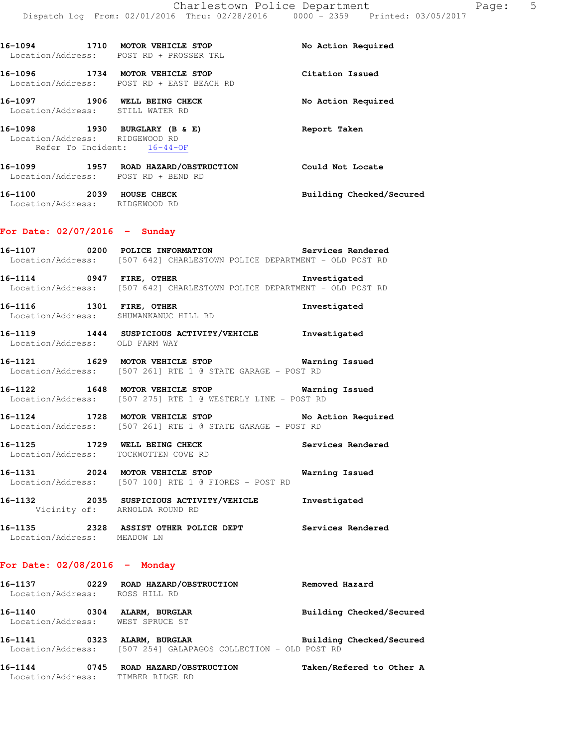16-1094 1710 MOTOR VEHICLE STOP No Action Required
Location/Address: POST RD + PROSSER TRL

16-1096 1734 MOTOR VEHICLE STOP Citation Issued
Location/Address: POST RD + EAST BEACH RD

16-1097 1906 WELL BEING CHECK No Action Required
Location/Address: STILL WATER RD

16-1098 1930 BURGLARY (B & E) Report Taken
Location/Address: RIDGEWOOD RD
Refer To Incident: 16-44-OF

16-1099 1957 ROAD HAZARD/OBSTRUCTION Could Not Locate
Location/Address: POST RD + BEND RD

16-1100 2039 HOUSE CHECK Building Checked/Secured
Location/Address: RIDGEWOOD RD

## For Date: 02/07/2016 - Sunday

16-1107 0200 POLICE INFORMATION Services Rendered
Location/Address: [507 642] CHARLESTOWN POLICE DEPARTMENT - OLD POST RD

16-1114 0947 FIRE, OTHER Investigated
Location/Address: [507 642] CHARLESTOWN POLICE DEPARTMENT - OLD POST RD

16-1116 1301 FIRE, OTHER Investigated
Location/Address: SHUMANKANUC HILL RD

16-1119 1444 SUSPICIOUS ACTIVITY/VEHICLE Investigated
Location/Address: OLD FARM WAY

16-1121 1629 MOTOR VEHICLE STOP Warning Issued
Location/Address: [507 261] RTE 1 @ STATE GARAGE - POST RD

16-1122 1648 MOTOR VEHICLE STOP Warning Issued
Location/Address: [507 275] RTE 1 @ WESTERLY LINE - POST RD

16-1124 1728 MOTOR VEHICLE STOP No Action Required
Location/Address: [507 261] RTE 1 @ STATE GARAGE - POST RD

16-1125 1729 WELL BEING CHECK Services Rendered
Location/Address: TOCKWOTTEN COVE RD

16-1131 2024 MOTOR VEHICLE STOP Warning Issued
Location/Address: [507 100] RTE 1 @ FIORES - POST RD

16-1132 2035 SUSPICIOUS ACTIVITY/VEHICLE Investigated
Vicinity of: ARNOLDA ROUND RD

16-1135 2328 ASSIST OTHER POLICE DEPT Services Rendered
Location/Address: MEADOW LN

## For Date: 02/08/2016 - Monday

16-1137 0229 ROAD HAZARD/OBSTRUCTION Removed Hazard
Location/Address: ROSS HILL RD

16-1140 0304 ALARM, BURGLAR Building Checked/Secured
Location/Address: WEST SPRUCE ST

16-1141 0323 ALARM, BURGLAR Building Checked/Secured
Location/Address: [507 254] GALAPAGOS COLLECTION - OLD POST RD

16-1144 0745 ROAD HAZARD/OBSTRUCTION Taken/Refered to Other A
Location/Address: TIMBER RIDGE RD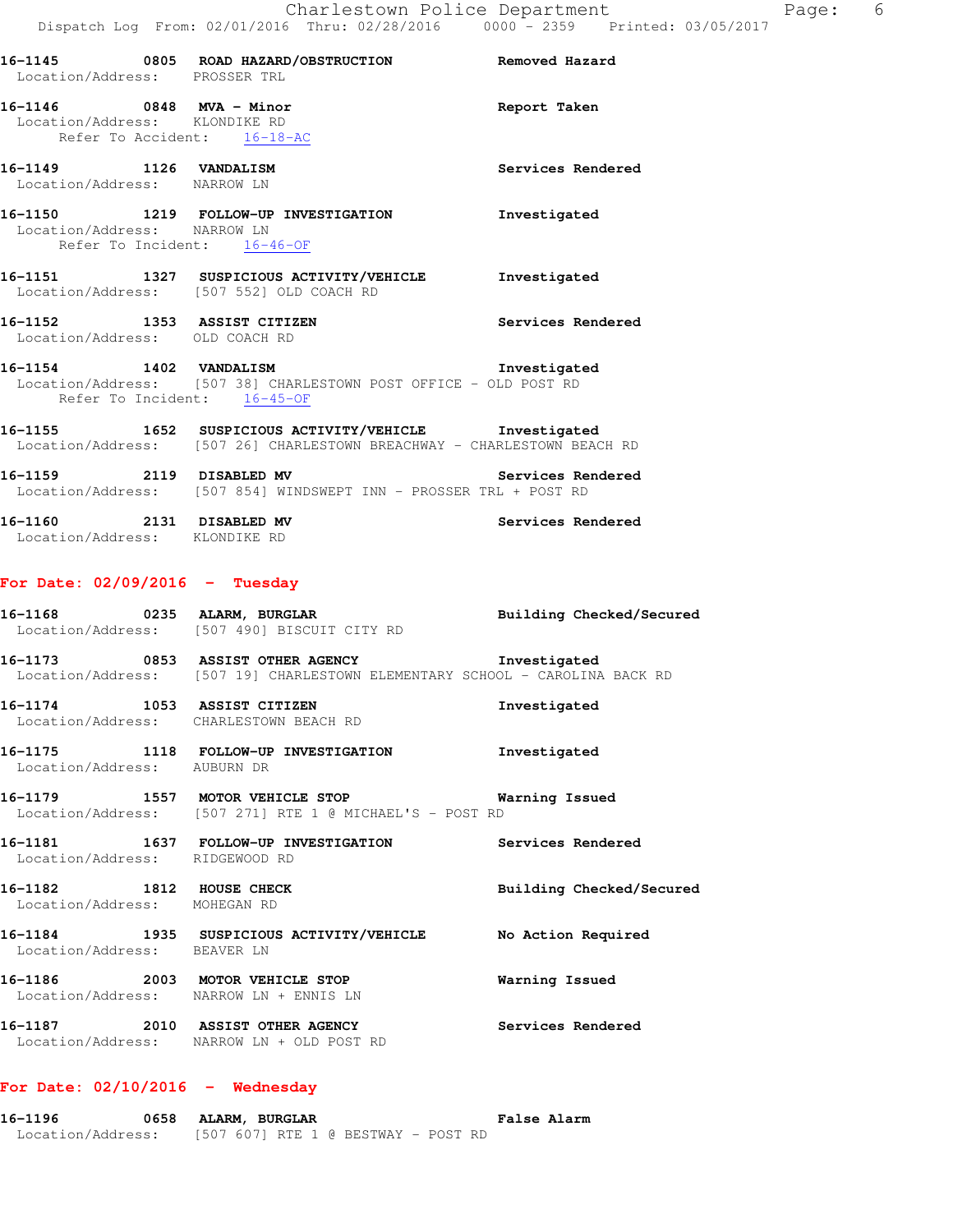16-1145 0805 **ROAD HAZARD/OBSTRUCTION** **Removed Hazard**
Location/Address: PROSSER TRL

16-1146 0848 **MVA - Minor** **Report Taken**
Location/Address: KLONDIKE RD
Refer To Accident: 16-18-AC

16-1149 1126 **VANDALISM** **Services Rendered**
Location/Address: NARROW LN

16-1150 1219 **FOLLOW-UP INVESTIGATION** **Investigated**
Location/Address: NARROW LN
Refer To Incident: 16-46-OF

16-1151 1327 **SUSPICIOUS ACTIVITY/VEHICLE** **Investigated**
Location/Address: [507 552] OLD COACH RD

16-1152 1353 **ASSIST CITIZEN** **Services Rendered**
Location/Address: OLD COACH RD

16-1154 1402 **VANDALISM** **Investigated**
Location/Address: [507 38] CHARLESTOWN POST OFFICE - OLD POST RD
Refer To Incident: 16-45-OF

16-1155 1652 **SUSPICIOUS ACTIVITY/VEHICLE** **Investigated**
Location/Address: [507 26] CHARLESTOWN BREACHWAY - CHARLESTOWN BEACH RD

16-1159 2119 **DISABLED MV** **Services Rendered**
Location/Address: [507 854] WINDSWEPT INN - PROSSER TRL + POST RD

16-1160 2131 **DISABLED MV** **Services Rendered**
Location/Address: KLONDIKE RD

## For Date: 02/09/2016 - Tuesday

16-1168 0235 **ALARM, BURGLAR** **Building Checked/Secured**
Location/Address: [507 490] BISCUIT CITY RD

16-1173 0853 **ASSIST OTHER AGENCY** **Investigated**
Location/Address: [507 19] CHARLESTOWN ELEMENTARY SCHOOL - CAROLINA BACK RD

16-1174 1053 **ASSIST CITIZEN** **Investigated**
Location/Address: CHARLESTOWN BEACH RD

16-1175 1118 **FOLLOW-UP INVESTIGATION** **Investigated**
Location/Address: AUBURN DR

16-1179 1557 **MOTOR VEHICLE STOP** **Warning Issued**
Location/Address: [507 271] RTE 1 @ MICHAEL'S - POST RD

16-1181 1637 **FOLLOW-UP INVESTIGATION** **Services Rendered**
Location/Address: RIDGEWOOD RD

16-1182 1812 **HOUSE CHECK** **Building Checked/Secured**
Location/Address: MOHEGAN RD

16-1184 1935 **SUSPICIOUS ACTIVITY/VEHICLE** **No Action Required**
Location/Address: BEAVER LN

16-1186 2003 **MOTOR VEHICLE STOP** **Warning Issued**
Location/Address: NARROW LN + ENNIS LN

16-1187 2010 **ASSIST OTHER AGENCY** **Services Rendered**
Location/Address: NARROW LN + OLD POST RD

## For Date: 02/10/2016 - Wednesday

16-1196 0658 **ALARM, BURGLAR** **False Alarm**
Location/Address: [507 607] RTE 1 @ BESTWAY - POST RD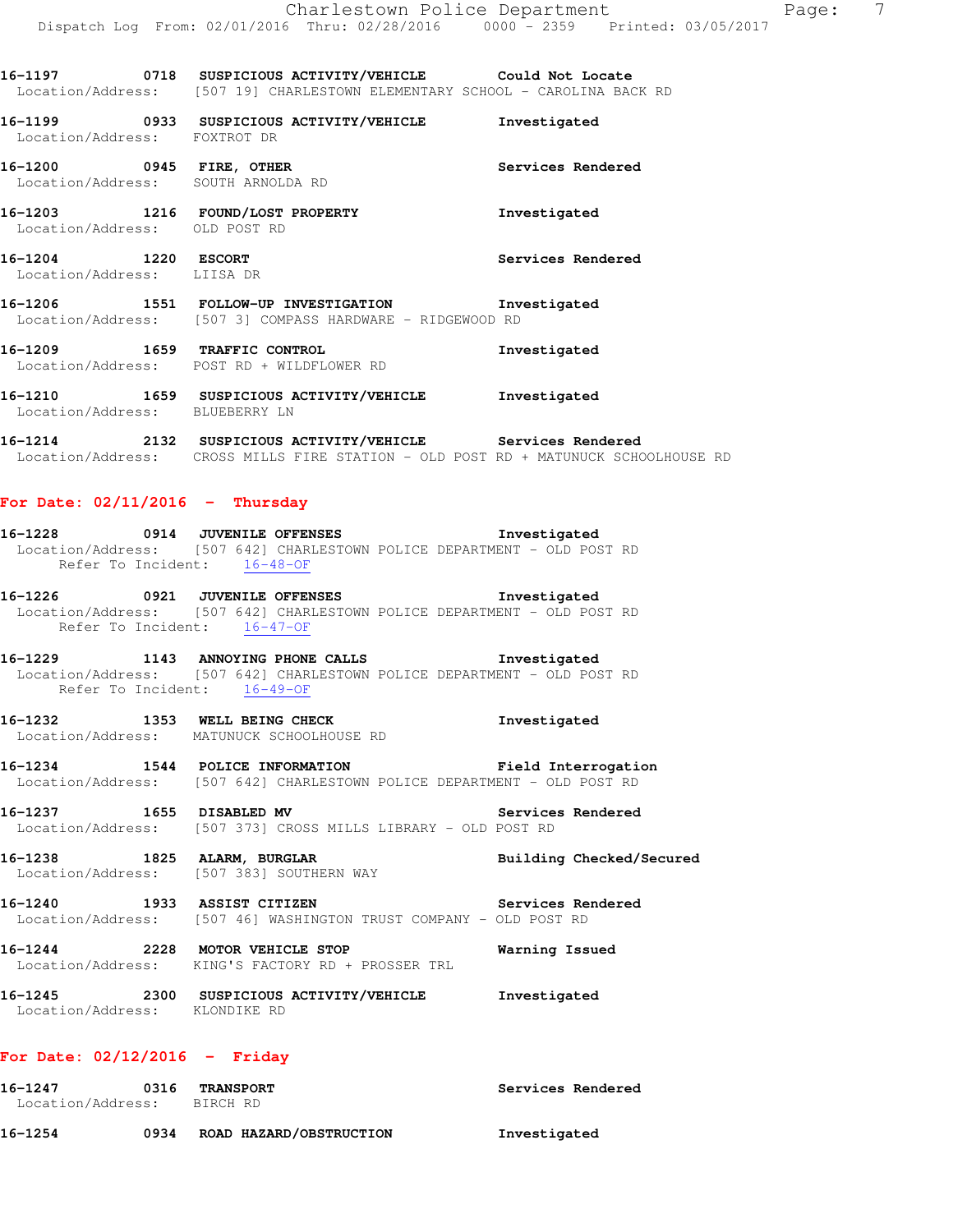**16-1197 0718 SUSPICIOUS ACTIVITY/VEHICLE Could Not Locate**
Location/Address: [507 19] CHARLESTOWN ELEMENTARY SCHOOL - CAROLINA BACK RD

**16-1199 0933 SUSPICIOUS ACTIVITY/VEHICLE Investigated**
Location/Address: FOXTROT DR

**16-1200 0945 FIRE, OTHER Services Rendered**
Location/Address: SOUTH ARNOLDA RD

**16-1203 1216 FOUND/LOST PROPERTY Investigated**
Location/Address: OLD POST RD

**16-1204 1220 ESCORT Services Rendered**
Location/Address: LIISA DR

**16-1206 1551 FOLLOW-UP INVESTIGATION Investigated**
Location/Address: [507 3] COMPASS HARDWARE - RIDGEWOOD RD

**16-1209 1659 TRAFFIC CONTROL Investigated**
Location/Address: POST RD + WILDFLOWER RD

**16-1210 1659 SUSPICIOUS ACTIVITY/VEHICLE Investigated**
Location/Address: BLUEBERRY LN

**16-1214 2132 SUSPICIOUS ACTIVITY/VEHICLE Services Rendered**
Location/Address: CROSS MILLS FIRE STATION - OLD POST RD + MATUNUCK SCHOOLHOUSE RD

## For Date: 02/11/2016 - Thursday

**16-1228 0914 JUVENILE OFFENSES Investigated**
Location/Address: [507 642] CHARLESTOWN POLICE DEPARTMENT - OLD POST RD
Refer To Incident: 16-48-OF

**16-1226 0921 JUVENILE OFFENSES Investigated**
Location/Address: [507 642] CHARLESTOWN POLICE DEPARTMENT - OLD POST RD
Refer To Incident: 16-47-OF

**16-1229 1143 ANNOYING PHONE CALLS Investigated**
Location/Address: [507 642] CHARLESTOWN POLICE DEPARTMENT - OLD POST RD
Refer To Incident: 16-49-OF

**16-1232 1353 WELL BEING CHECK Investigated**
Location/Address: MATUNUCK SCHOOLHOUSE RD

**16-1234 1544 POLICE INFORMATION Field Interrogation**
Location/Address: [507 642] CHARLESTOWN POLICE DEPARTMENT - OLD POST RD

**16-1237 1655 DISABLED MV Services Rendered**
Location/Address: [507 373] CROSS MILLS LIBRARY - OLD POST RD

**16-1238 1825 ALARM, BURGLAR Building Checked/Secured**
Location/Address: [507 383] SOUTHERN WAY

**16-1240 1933 ASSIST CITIZEN Services Rendered**
Location/Address: [507 46] WASHINGTON TRUST COMPANY - OLD POST RD

**16-1244 2228 MOTOR VEHICLE STOP Warning Issued**
Location/Address: KING'S FACTORY RD + PROSSER TRL

**16-1245 2300 SUSPICIOUS ACTIVITY/VEHICLE Investigated**
Location/Address: KLONDIKE RD

## For Date: 02/12/2016 - Friday

**16-1247 0316 TRANSPORT Services Rendered**
Location/Address: BIRCH RD

**16-1254 0934 ROAD HAZARD/OBSTRUCTION Investigated**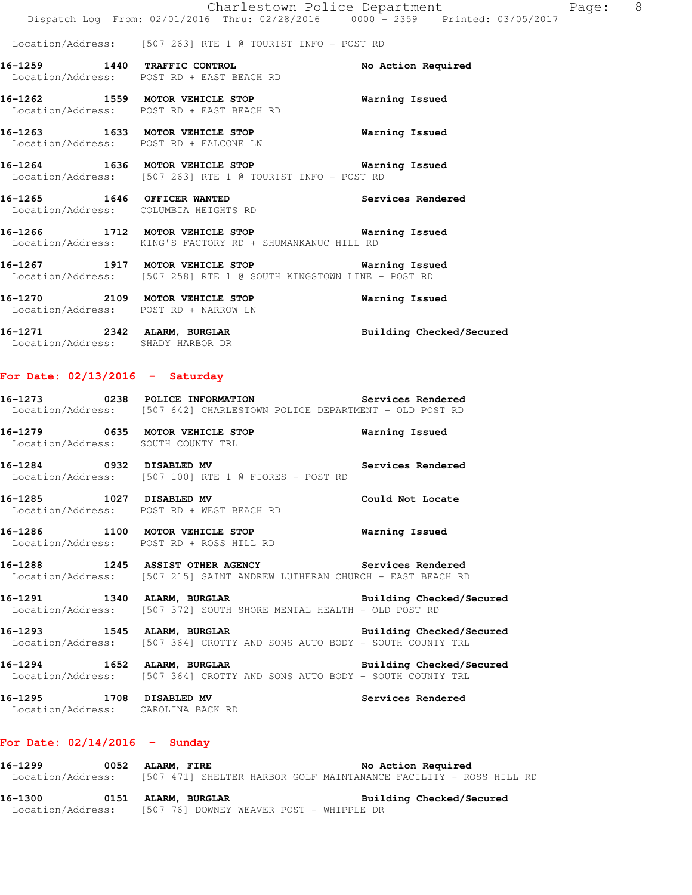Location/Address: [507 263] RTE 1 @ TOURIST INFO - POST RD

**16-1259 1440 TRAFFIC CONTROL** — No Action Required
Location/Address: POST RD + EAST BEACH RD

**16-1262 1559 MOTOR VEHICLE STOP** — Warning Issued
Location/Address: POST RD + EAST BEACH RD

**16-1263 1633 MOTOR VEHICLE STOP** — Warning Issued
Location/Address: POST RD + FALCONE LN

**16-1264 1636 MOTOR VEHICLE STOP** — Warning Issued
Location/Address: [507 263] RTE 1 @ TOURIST INFO - POST RD

**16-1265 1646 OFFICER WANTED** — Services Rendered
Location/Address: COLUMBIA HEIGHTS RD

**16-1266 1712 MOTOR VEHICLE STOP** — Warning Issued
Location/Address: KING'S FACTORY RD + SHUMANKANUC HILL RD

**16-1267 1917 MOTOR VEHICLE STOP** — Warning Issued
Location/Address: [507 258] RTE 1 @ SOUTH KINGSTOWN LINE - POST RD

**16-1270 2109 MOTOR VEHICLE STOP** — Warning Issued
Location/Address: POST RD + NARROW LN

**16-1271 2342 ALARM, BURGLAR** — Building Checked/Secured
Location/Address: SHADY HARBOR DR

## For Date: 02/13/2016 - Saturday

**16-1273 0238 POLICE INFORMATION** — Services Rendered
Location/Address: [507 642] CHARLESTOWN POLICE DEPARTMENT - OLD POST RD

**16-1279 0635 MOTOR VEHICLE STOP** — Warning Issued
Location/Address: SOUTH COUNTY TRL

**16-1284 0932 DISABLED MV** — Services Rendered
Location/Address: [507 100] RTE 1 @ FIORES - POST RD

**16-1285 1027 DISABLED MV** — Could Not Locate
Location/Address: POST RD + WEST BEACH RD

**16-1286 1100 MOTOR VEHICLE STOP** — Warning Issued
Location/Address: POST RD + ROSS HILL RD

**16-1288 1245 ASSIST OTHER AGENCY** — Services Rendered
Location/Address: [507 215] SAINT ANDREW LUTHERAN CHURCH - EAST BEACH RD

**16-1291 1340 ALARM, BURGLAR** — Building Checked/Secured
Location/Address: [507 372] SOUTH SHORE MENTAL HEALTH - OLD POST RD

**16-1293 1545 ALARM, BURGLAR** — Building Checked/Secured
Location/Address: [507 364] CROTTY AND SONS AUTO BODY - SOUTH COUNTY TRL

**16-1294 1652 ALARM, BURGLAR** — Building Checked/Secured
Location/Address: [507 364] CROTTY AND SONS AUTO BODY - SOUTH COUNTY TRL

**16-1295 1708 DISABLED MV** — Services Rendered
Location/Address: CAROLINA BACK RD

## For Date: 02/14/2016 - Sunday

**16-1299 0052 ALARM, FIRE** — No Action Required
Location/Address: [507 471] SHELTER HARBOR GOLF MAINTANANCE FACILITY - ROSS HILL RD

**16-1300 0151 ALARM, BURGLAR** — Building Checked/Secured
Location/Address: [507 76] DOWNEY WEAVER POST - WHIPPLE DR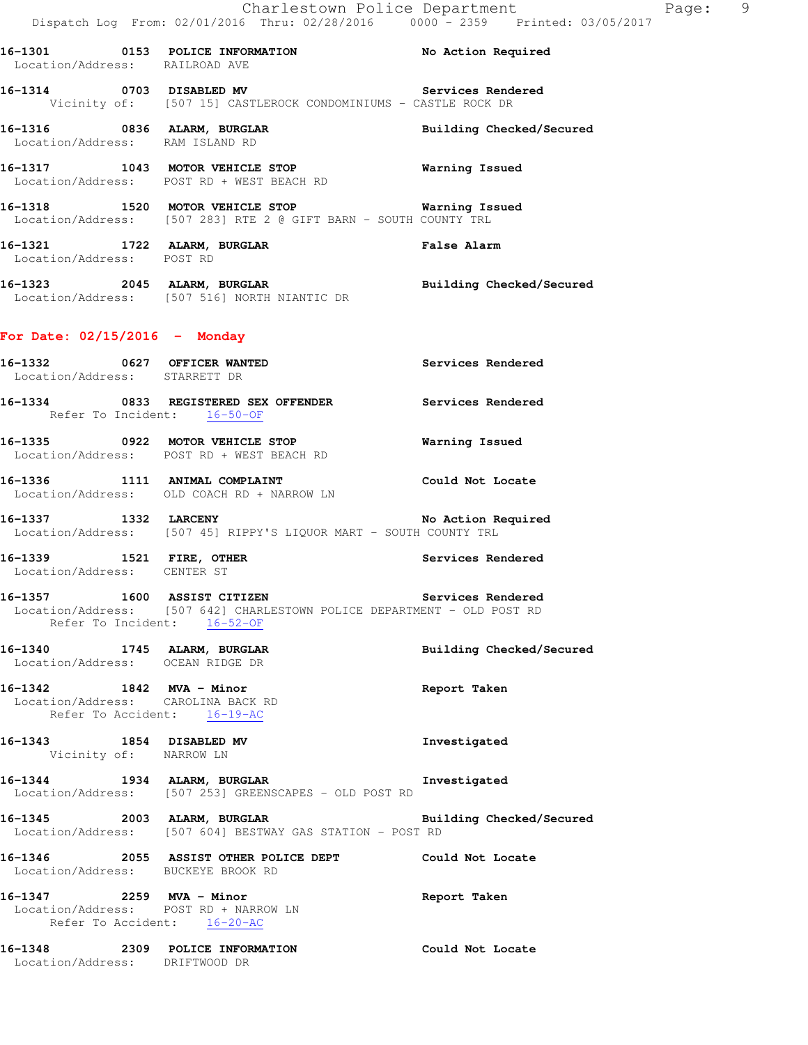16-1301 0153 POLICE INFORMATION No Action Required
Location/Address: RAILROAD AVE

16-1314 0703 DISABLED MV Services Rendered
Vicinity of: [507 15] CASTLEROCK CONDOMINIUMS - CASTLE ROCK DR

16-1316 0836 ALARM, BURGLAR Building Checked/Secured
Location/Address: RAM ISLAND RD

16-1317 1043 MOTOR VEHICLE STOP Warning Issued
Location/Address: POST RD + WEST BEACH RD

16-1318 1520 MOTOR VEHICLE STOP Warning Issued
Location/Address: [507 283] RTE 2 @ GIFT BARN - SOUTH COUNTY TRL

16-1321 1722 ALARM, BURGLAR False Alarm
Location/Address: POST RD

16-1323 2045 ALARM, BURGLAR Building Checked/Secured
Location/Address: [507 516] NORTH NIANTIC DR

## For Date: 02/15/2016 - Monday

16-1332 0627 OFFICER WANTED Services Rendered
Location/Address: STARRETT DR

16-1334 0833 REGISTERED SEX OFFENDER Services Rendered
Refer To Incident: 16-50-OF

16-1335 0922 MOTOR VEHICLE STOP Warning Issued
Location/Address: POST RD + WEST BEACH RD

16-1336 1111 ANIMAL COMPLAINT Could Not Locate
Location/Address: OLD COACH RD + NARROW LN

16-1337 1332 LARCENY No Action Required
Location/Address: [507 45] RIPPY'S LIQUOR MART - SOUTH COUNTY TRL

16-1339 1521 FIRE, OTHER Services Rendered
Location/Address: CENTER ST

16-1357 1600 ASSIST CITIZEN Services Rendered
Location/Address: [507 642] CHARLESTOWN POLICE DEPARTMENT - OLD POST RD
Refer To Incident: 16-52-OF

16-1340 1745 ALARM, BURGLAR Building Checked/Secured
Location/Address: OCEAN RIDGE DR

16-1342 1842 MVA - Minor Report Taken
Location/Address: CAROLINA BACK RD
Refer To Accident: 16-19-AC

16-1343 1854 DISABLED MV Investigated
Vicinity of: NARROW LN

16-1344 1934 ALARM, BURGLAR Investigated
Location/Address: [507 253] GREENSCAPES - OLD POST RD

16-1345 2003 ALARM, BURGLAR Building Checked/Secured
Location/Address: [507 604] BESTWAY GAS STATION - POST RD

16-1346 2055 ASSIST OTHER POLICE DEPT Could Not Locate
Location/Address: BUCKEYE BROOK RD

16-1347 2259 MVA - Minor Report Taken
Location/Address: POST RD + NARROW LN
Refer To Accident: 16-20-AC

16-1348 2309 POLICE INFORMATION Could Not Locate
Location/Address: DRIFTWOOD DR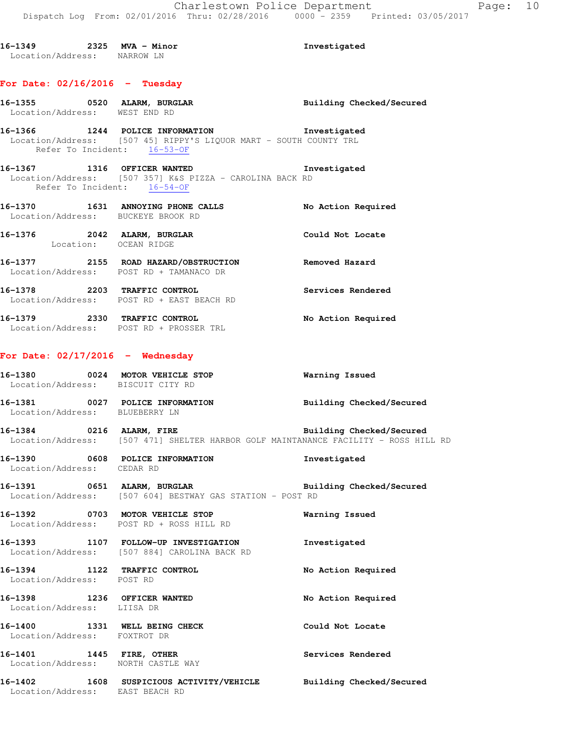16-1349 2325 MVA - Minor Investigated
Location/Address: NARROW LN

## For Date: 02/16/2016 - Tuesday

16-1355 0520 ALARM, BURGLAR Building Checked/Secured
Location/Address: WEST END RD

16-1366 1244 POLICE INFORMATION Investigated
Location/Address: [507 45] RIPPY'S LIQUOR MART - SOUTH COUNTY TRL
Refer To Incident: 16-53-OF

16-1367 1316 OFFICER WANTED Investigated
Location/Address: [507 357] K&S PIZZA - CAROLINA BACK RD
Refer To Incident: 16-54-OF

16-1370 1631 ANNOYING PHONE CALLS No Action Required
Location/Address: BUCKEYE BROOK RD

16-1376 2042 ALARM, BURGLAR Could Not Locate
Location: OCEAN RIDGE

16-1377 2155 ROAD HAZARD/OBSTRUCTION Removed Hazard
Location/Address: POST RD + TAMANACO DR

16-1378 2203 TRAFFIC CONTROL Services Rendered
Location/Address: POST RD + EAST BEACH RD

16-1379 2330 TRAFFIC CONTROL No Action Required
Location/Address: POST RD + PROSSER TRL

## For Date: 02/17/2016 - Wednesday

16-1380 0024 MOTOR VEHICLE STOP Warning Issued
Location/Address: BISCUIT CITY RD

16-1381 0027 POLICE INFORMATION Building Checked/Secured
Location/Address: BLUEBERRY LN

16-1384 0216 ALARM, FIRE Building Checked/Secured
Location/Address: [507 471] SHELTER HARBOR GOLF MAINTANANCE FACILITY - ROSS HILL RD

16-1390 0608 POLICE INFORMATION Investigated
Location/Address: CEDAR RD

16-1391 0651 ALARM, BURGLAR Building Checked/Secured
Location/Address: [507 604] BESTWAY GAS STATION - POST RD

16-1392 0703 MOTOR VEHICLE STOP Warning Issued
Location/Address: POST RD + ROSS HILL RD

16-1393 1107 FOLLOW-UP INVESTIGATION Investigated
Location/Address: [507 884] CAROLINA BACK RD

16-1394 1122 TRAFFIC CONTROL No Action Required
Location/Address: POST RD

16-1398 1236 OFFICER WANTED No Action Required
Location/Address: LIISA DR

16-1400 1331 WELL BEING CHECK Could Not Locate
Location/Address: FOXTROT DR

16-1401 1445 FIRE, OTHER Services Rendered
Location/Address: NORTH CASTLE WAY

16-1402 1608 SUSPICIOUS ACTIVITY/VEHICLE Building Checked/Secured
Location/Address: EAST BEACH RD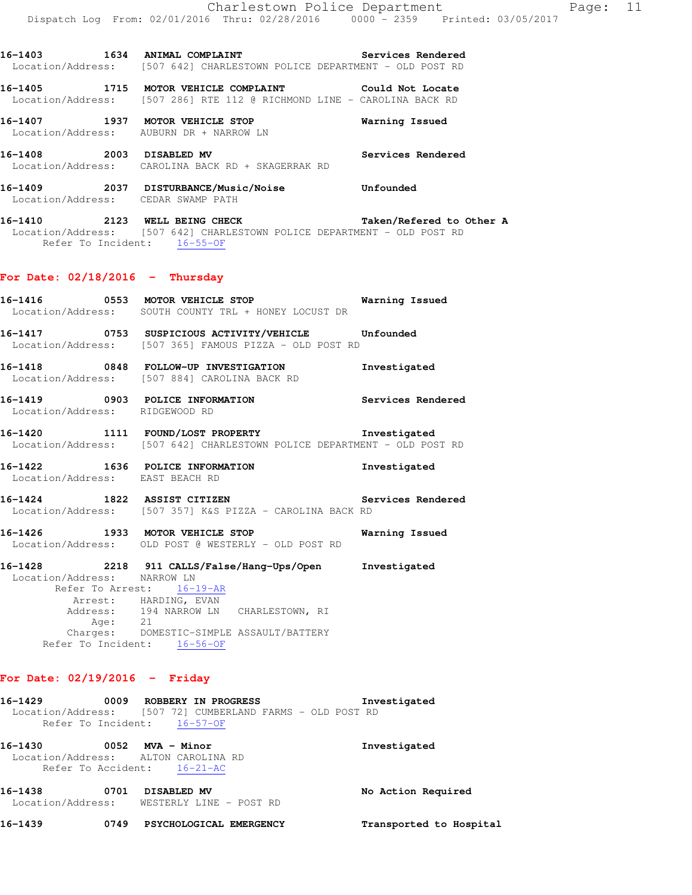**16-1403 1634 ANIMAL COMPLAINT** **Services Rendered**
Location/Address: [507 642] CHARLESTOWN POLICE DEPARTMENT - OLD POST RD

**16-1405 1715 MOTOR VEHICLE COMPLAINT** **Could Not Locate**
Location/Address: [507 286] RTE 112 @ RICHMOND LINE - CAROLINA BACK RD

**16-1407 1937 MOTOR VEHICLE STOP** **Warning Issued**
Location/Address: AUBURN DR + NARROW LN

**16-1408 2003 DISABLED MV** **Services Rendered**
Location/Address: CAROLINA BACK RD + SKAGERRAK RD

**16-1409 2037 DISTURBANCE/Music/Noise** **Unfounded**
Location/Address: CEDAR SWAMP PATH

**16-1410 2123 WELL BEING CHECK** **Taken/Refered to Other A**
Location/Address: [507 642] CHARLESTOWN POLICE DEPARTMENT - OLD POST RD
Refer To Incident: 16-55-OF

## For Date: 02/18/2016 - Thursday

**16-1416 0553 MOTOR VEHICLE STOP** **Warning Issued**
Location/Address: SOUTH COUNTY TRL + HONEY LOCUST DR

**16-1417 0753 SUSPICIOUS ACTIVITY/VEHICLE** **Unfounded**
Location/Address: [507 365] FAMOUS PIZZA - OLD POST RD

**16-1418 0848 FOLLOW-UP INVESTIGATION** **Investigated**
Location/Address: [507 884] CAROLINA BACK RD

**16-1419 0903 POLICE INFORMATION** **Services Rendered**
Location/Address: RIDGEWOOD RD

**16-1420 1111 FOUND/LOST PROPERTY** **Investigated**
Location/Address: [507 642] CHARLESTOWN POLICE DEPARTMENT - OLD POST RD

**16-1422 1636 POLICE INFORMATION** **Investigated**
Location/Address: EAST BEACH RD

**16-1424 1822 ASSIST CITIZEN** **Services Rendered**
Location/Address: [507 357] K&S PIZZA - CAROLINA BACK RD

**16-1426 1933 MOTOR VEHICLE STOP** **Warning Issued**
Location/Address: OLD POST @ WESTERLY - OLD POST RD

**16-1428 2218 911 CALLS/False/Hang-Ups/Open** **Investigated**
Location/Address: NARROW LN
Refer To Arrest: 16-19-AR
Arrest: HARDING, EVAN
Address: 194 NARROW LN CHARLESTOWN, RI
Age: 21
Charges: DOMESTIC-SIMPLE ASSAULT/BATTERY
Refer To Incident: 16-56-OF

## For Date: 02/19/2016 - Friday

**16-1429 0009 ROBBERY IN PROGRESS** **Investigated**
Location/Address: [507 72] CUMBERLAND FARMS - OLD POST RD
Refer To Incident: 16-57-OF

**16-1430 0052 MVA - Minor** **Investigated**
Location/Address: ALTON CAROLINA RD
Refer To Accident: 16-21-AC

**16-1438 0701 DISABLED MV** **No Action Required**
Location/Address: WESTERLY LINE - POST RD

**16-1439 0749 PSYCHOLOGICAL EMERGENCY** **Transported to Hospital**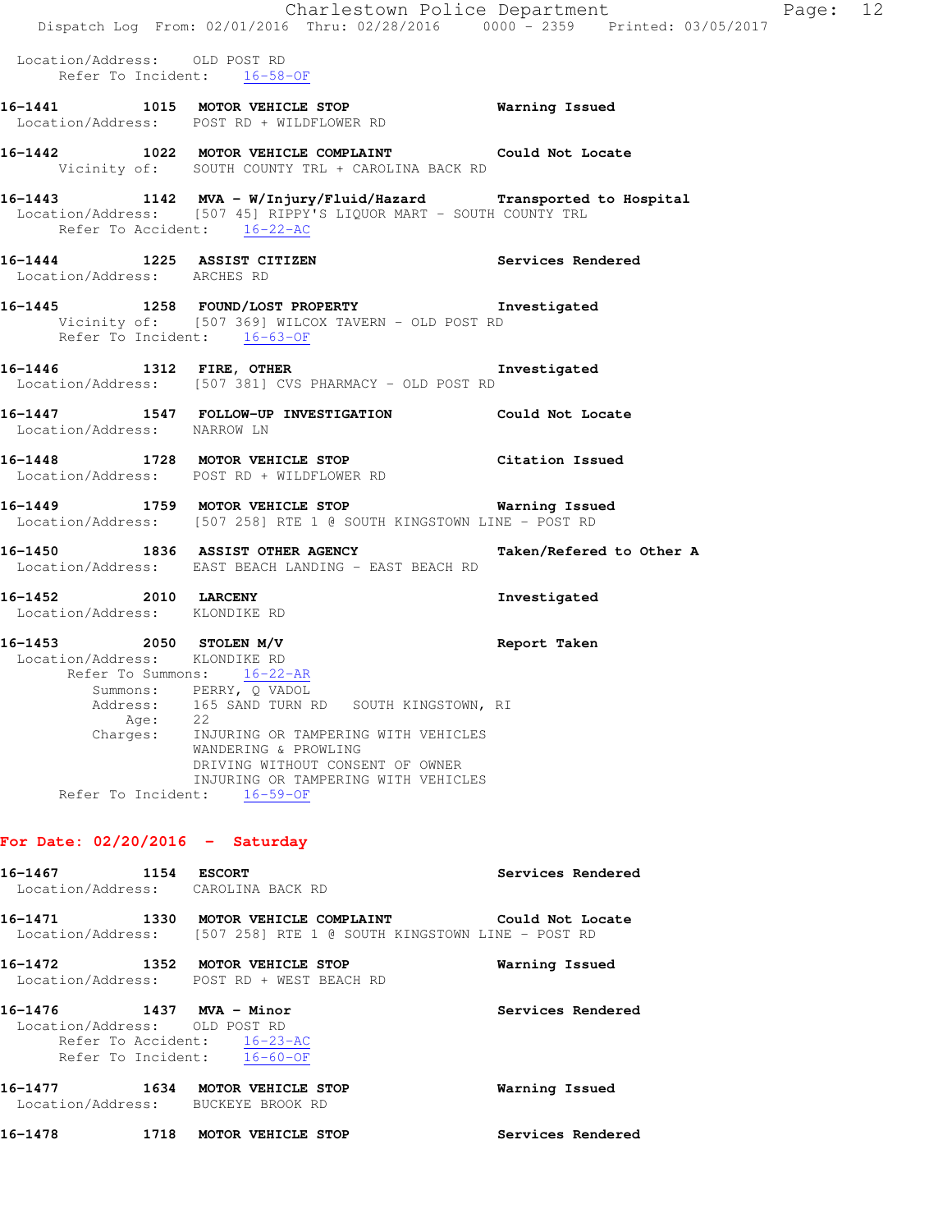Location/Address: OLD POST RD
Refer To Incident: 16-58-OF

**16-1441 1015 MOTOR VEHICLE STOP** — **Warning Issued**
Location/Address: POST RD + WILDFLOWER RD

**16-1442 1022 MOTOR VEHICLE COMPLAINT** — **Could Not Locate**
Vicinity of: SOUTH COUNTY TRL + CAROLINA BACK RD

**16-1443 1142 MVA - W/Injury/Fluid/Hazard** — **Transported to Hospital**
Location/Address: [507 45] RIPPY'S LIQUOR MART - SOUTH COUNTY TRL
Refer To Accident: 16-22-AC

**16-1444 1225 ASSIST CITIZEN** — **Services Rendered**
Location/Address: ARCHES RD

**16-1445 1258 FOUND/LOST PROPERTY** — **Investigated**
Vicinity of: [507 369] WILCOX TAVERN - OLD POST RD
Refer To Incident: 16-63-OF

**16-1446 1312 FIRE, OTHER** — **Investigated**
Location/Address: [507 381] CVS PHARMACY - OLD POST RD

**16-1447 1547 FOLLOW-UP INVESTIGATION** — **Could Not Locate**
Location/Address: NARROW LN

**16-1448 1728 MOTOR VEHICLE STOP** — **Citation Issued**
Location/Address: POST RD + WILDFLOWER RD

**16-1449 1759 MOTOR VEHICLE STOP** — **Warning Issued**
Location/Address: [507 258] RTE 1 @ SOUTH KINGSTOWN LINE - POST RD

**16-1450 1836 ASSIST OTHER AGENCY** — **Taken/Refered to Other A**
Location/Address: EAST BEACH LANDING - EAST BEACH RD

**16-1452 2010 LARCENY** — **Investigated**
Location/Address: KLONDIKE RD

**16-1453 2050 STOLEN M/V** — **Report Taken**
Location/Address: KLONDIKE RD
Refer To Summons: 16-22-AR
Summons: PERRY, Q VADOL
Address: 165 SAND TURN RD SOUTH KINGSTOWN, RI
Age: 22
Charges: INJURING OR TAMPERING WITH VEHICLES
WANDERING & PROWLING
DRIVING WITHOUT CONSENT OF OWNER
INJURING OR TAMPERING WITH VEHICLES
Refer To Incident: 16-59-OF

## For Date: 02/20/2016 - Saturday

**16-1467 1154 ESCORT** — **Services Rendered**
Location/Address: CAROLINA BACK RD

**16-1471 1330 MOTOR VEHICLE COMPLAINT** — **Could Not Locate**
Location/Address: [507 258] RTE 1 @ SOUTH KINGSTOWN LINE - POST RD

**16-1472 1352 MOTOR VEHICLE STOP** — **Warning Issued**
Location/Address: POST RD + WEST BEACH RD

**16-1476 1437 MVA - Minor** — **Services Rendered**
Location/Address: OLD POST RD
Refer To Accident: 16-23-AC
Refer To Incident: 16-60-OF

**16-1477 1634 MOTOR VEHICLE STOP** — **Warning Issued**
Location/Address: BUCKEYE BROOK RD

**16-1478 1718 MOTOR VEHICLE STOP** — **Services Rendered**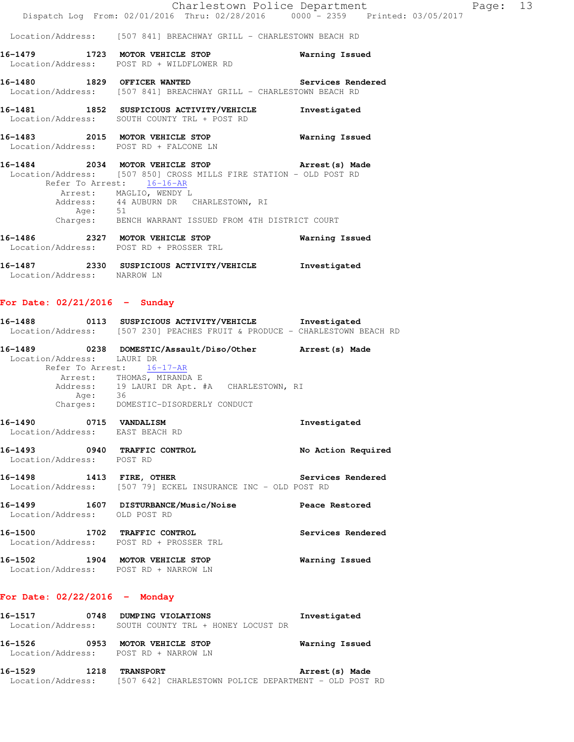Location/Address: [507 841] BREACHWAY GRILL - CHARLESTOWN BEACH RD

**16-1479 1723 MOTOR VEHICLE STOP** **Warning Issued**
Location/Address: POST RD + WILDFLOWER RD

**16-1480 1829 OFFICER WANTED** **Services Rendered**
Location/Address: [507 841] BREACHWAY GRILL - CHARLESTOWN BEACH RD

**16-1481 1852 SUSPICIOUS ACTIVITY/VEHICLE** **Investigated**
Location/Address: SOUTH COUNTY TRL + POST RD

**16-1483 2015 MOTOR VEHICLE STOP** **Warning Issued**
Location/Address: POST RD + FALCONE LN

**16-1484 2034 MOTOR VEHICLE STOP** **Arrest(s) Made**
Location/Address: [507 850] CROSS MILLS FIRE STATION - OLD POST RD
Refer To Arrest: 16-16-AR
Arrest: MAGLIO, WENDY L
Address: 44 AUBURN DR CHARLESTOWN, RI
Age: 51
Charges: BENCH WARRANT ISSUED FROM 4TH DISTRICT COURT

**16-1486 2327 MOTOR VEHICLE STOP** **Warning Issued**
Location/Address: POST RD + PROSSER TRL

**16-1487 2330 SUSPICIOUS ACTIVITY/VEHICLE** **Investigated**
Location/Address: NARROW LN

## For Date: 02/21/2016 - Sunday

**16-1488 0113 SUSPICIOUS ACTIVITY/VEHICLE** **Investigated**
Location/Address: [507 230] PEACHES FRUIT & PRODUCE - CHARLESTOWN BEACH RD

**16-1489 0238 DOMESTIC/Assault/Diso/Other** **Arrest(s) Made**
Location/Address: LAURI DR
Refer To Arrest: 16-17-AR
Arrest: THOMAS, MIRANDA E
Address: 19 LAURI DR Apt. #A CHARLESTOWN, RI
Age: 36
Charges: DOMESTIC-DISORDERLY CONDUCT

**16-1490 0715 VANDALISM** **Investigated**
Location/Address: EAST BEACH RD

**16-1493 0940 TRAFFIC CONTROL** **No Action Required**
Location/Address: POST RD

**16-1498 1413 FIRE, OTHER** **Services Rendered**
Location/Address: [507 79] ECKEL INSURANCE INC - OLD POST RD

**16-1499 1607 DISTURBANCE/Music/Noise** **Peace Restored**
Location/Address: OLD POST RD

**16-1500 1702 TRAFFIC CONTROL** **Services Rendered**
Location/Address: POST RD + PROSSER TRL

**16-1502 1904 MOTOR VEHICLE STOP** **Warning Issued**
Location/Address: POST RD + NARROW LN

## For Date: 02/22/2016 - Monday

**16-1517 0748 DUMPING VIOLATIONS** **Investigated**
Location/Address: SOUTH COUNTY TRL + HONEY LOCUST DR

**16-1526 0953 MOTOR VEHICLE STOP** **Warning Issued**
Location/Address: POST RD + NARROW LN

**16-1529 1218 TRANSPORT** **Arrest(s) Made**
Location/Address: [507 642] CHARLESTOWN POLICE DEPARTMENT - OLD POST RD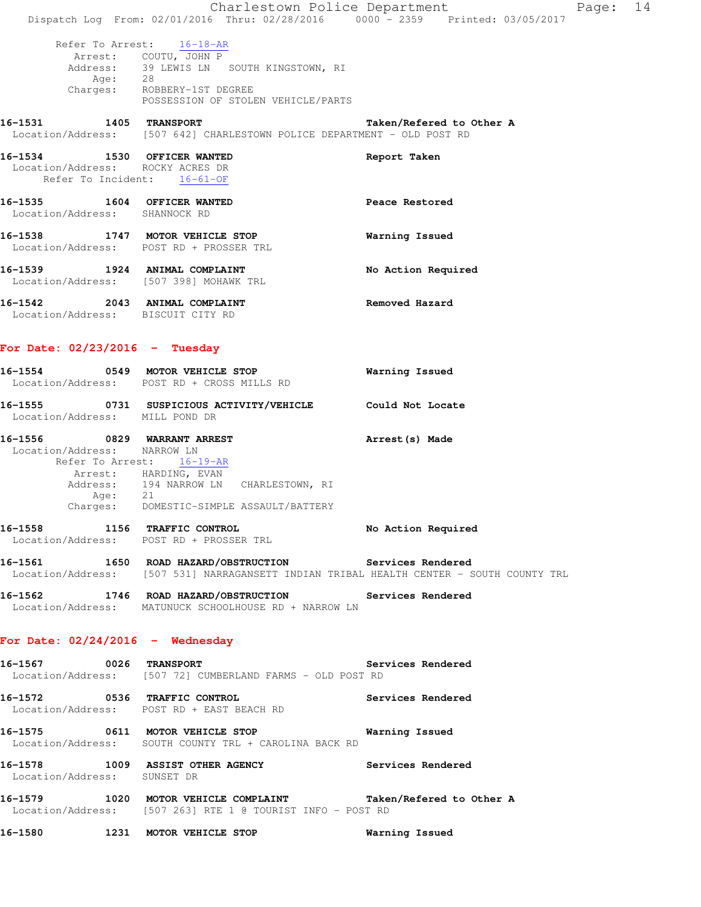Refer To Arrest: 16-18-AR
Arrest: COUTU, JOHN P
Address: 39 LEWIS LN SOUTH KINGSTOWN, RI
Age: 28
Charges: ROBBERY-1ST DEGREE
POSSESSION OF STOLEN VEHICLE/PARTS

**16-1531 1405 TRANSPORT** — **Taken/Refered to Other A**
Location/Address: [507 642] CHARLESTOWN POLICE DEPARTMENT - OLD POST RD

**16-1534 1530 OFFICER WANTED** — **Report Taken**
Location/Address: ROCKY ACRES DR
Refer To Incident: 16-61-OF

**16-1535 1604 OFFICER WANTED** — **Peace Restored**
Location/Address: SHANNOCK RD

**16-1538 1747 MOTOR VEHICLE STOP** — **Warning Issued**
Location/Address: POST RD + PROSSER TRL

**16-1539 1924 ANIMAL COMPLAINT** — **No Action Required**
Location/Address: [507 398] MOHAWK TRL

**16-1542 2043 ANIMAL COMPLAINT** — **Removed Hazard**
Location/Address: BISCUIT CITY RD

## For Date: 02/23/2016 - Tuesday

**16-1554 0549 MOTOR VEHICLE STOP** — **Warning Issued**
Location/Address: POST RD + CROSS MILLS RD

**16-1555 0731 SUSPICIOUS ACTIVITY/VEHICLE** — **Could Not Locate**
Location/Address: MILL POND DR

**16-1556 0829 WARRANT ARREST** — **Arrest(s) Made**
Location/Address: NARROW LN
Refer To Arrest: 16-19-AR
Arrest: HARDING, EVAN
Address: 194 NARROW LN CHARLESTOWN, RI
Age: 21
Charges: DOMESTIC-SIMPLE ASSAULT/BATTERY

**16-1558 1156 TRAFFIC CONTROL** — **No Action Required**
Location/Address: POST RD + PROSSER TRL

**16-1561 1650 ROAD HAZARD/OBSTRUCTION** — **Services Rendered**
Location/Address: [507 531] NARRAGANSETT INDIAN TRIBAL HEALTH CENTER - SOUTH COUNTY TRL

**16-1562 1746 ROAD HAZARD/OBSTRUCTION** — **Services Rendered**
Location/Address: MATUNUCK SCHOOLHOUSE RD + NARROW LN

## For Date: 02/24/2016 - Wednesday

**16-1567 0026 TRANSPORT** — **Services Rendered**
Location/Address: [507 72] CUMBERLAND FARMS - OLD POST RD

**16-1572 0536 TRAFFIC CONTROL** — **Services Rendered**
Location/Address: POST RD + EAST BEACH RD

**16-1575 0611 MOTOR VEHICLE STOP** — **Warning Issued**
Location/Address: SOUTH COUNTY TRL + CAROLINA BACK RD

**16-1578 1009 ASSIST OTHER AGENCY** — **Services Rendered**
Location/Address: SUNSET DR

**16-1579 1020 MOTOR VEHICLE COMPLAINT** — **Taken/Refered to Other A**
Location/Address: [507 263] RTE 1 @ TOURIST INFO - POST RD

**16-1580 1231 MOTOR VEHICLE STOP** — **Warning Issued**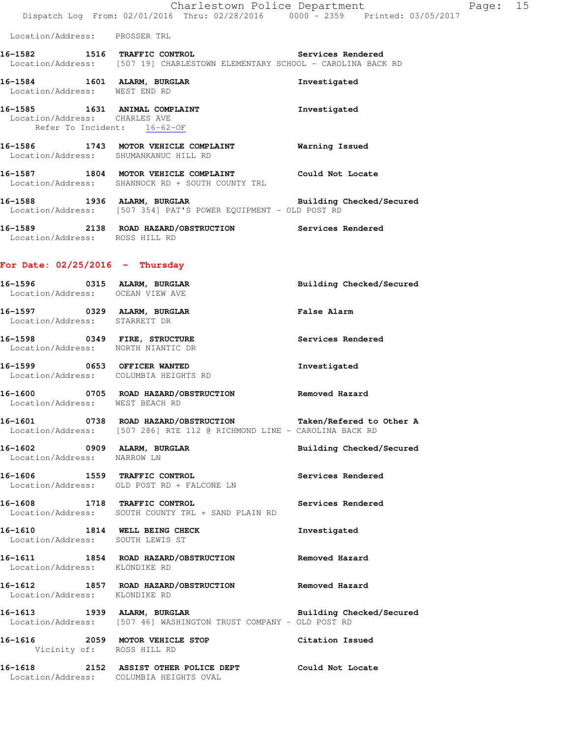Location/Address: PROSSER TRL

**16-1582 1516 TRAFFIC CONTROL** Services Rendered
Location/Address: [507 19] CHARLESTOWN ELEMENTARY SCHOOL - CAROLINA BACK RD

**16-1584 1601 ALARM, BURGLAR** Investigated
Location/Address: WEST END RD

**16-1585 1631 ANIMAL COMPLAINT** Investigated
Location/Address: CHARLES AVE
Refer To Incident: 16-62-OF

**16-1586 1743 MOTOR VEHICLE COMPLAINT** Warning Issued
Location/Address: SHUMANKANUC HILL RD

**16-1587 1804 MOTOR VEHICLE COMPLAINT** Could Not Locate
Location/Address: SHANNOCK RD + SOUTH COUNTY TRL

**16-1588 1936 ALARM, BURGLAR** Building Checked/Secured
Location/Address: [507 354] PAT'S POWER EQUIPMENT - OLD POST RD

**16-1589 2138 ROAD HAZARD/OBSTRUCTION** Services Rendered
Location/Address: ROSS HILL RD

## For Date: 02/25/2016 - Thursday

**16-1596 0315 ALARM, BURGLAR** Building Checked/Secured
Location/Address: OCEAN VIEW AVE

**16-1597 0329 ALARM, BURGLAR** False Alarm
Location/Address: STARRETT DR

**16-1598 0349 FIRE, STRUCTURE** Services Rendered
Location/Address: NORTH NIANTIC DR

**16-1599 0653 OFFICER WANTED** Investigated
Location/Address: COLUMBIA HEIGHTS RD

**16-1600 0705 ROAD HAZARD/OBSTRUCTION** Removed Hazard
Location/Address: WEST BEACH RD

**16-1601 0738 ROAD HAZARD/OBSTRUCTION** Taken/Refered to Other A
Location/Address: [507 286] RTE 112 @ RICHMOND LINE - CAROLINA BACK RD

**16-1602 0909 ALARM, BURGLAR** Building Checked/Secured
Location/Address: NARROW LN

**16-1606 1559 TRAFFIC CONTROL** Services Rendered
Location/Address: OLD POST RD + FALCONE LN

**16-1608 1718 TRAFFIC CONTROL** Services Rendered
Location/Address: SOUTH COUNTY TRL + SAND PLAIN RD

**16-1610 1814 WELL BEING CHECK** Investigated
Location/Address: SOUTH LEWIS ST

**16-1611 1854 ROAD HAZARD/OBSTRUCTION** Removed Hazard
Location/Address: KLONDIKE RD

**16-1612 1857 ROAD HAZARD/OBSTRUCTION** Removed Hazard
Location/Address: KLONDIKE RD

**16-1613 1939 ALARM, BURGLAR** Building Checked/Secured
Location/Address: [507 46] WASHINGTON TRUST COMPANY - OLD POST RD

**16-1616 2059 MOTOR VEHICLE STOP** Citation Issued
Vicinity of: ROSS HILL RD

**16-1618 2152 ASSIST OTHER POLICE DEPT** Could Not Locate
Location/Address: COLUMBIA HEIGHTS OVAL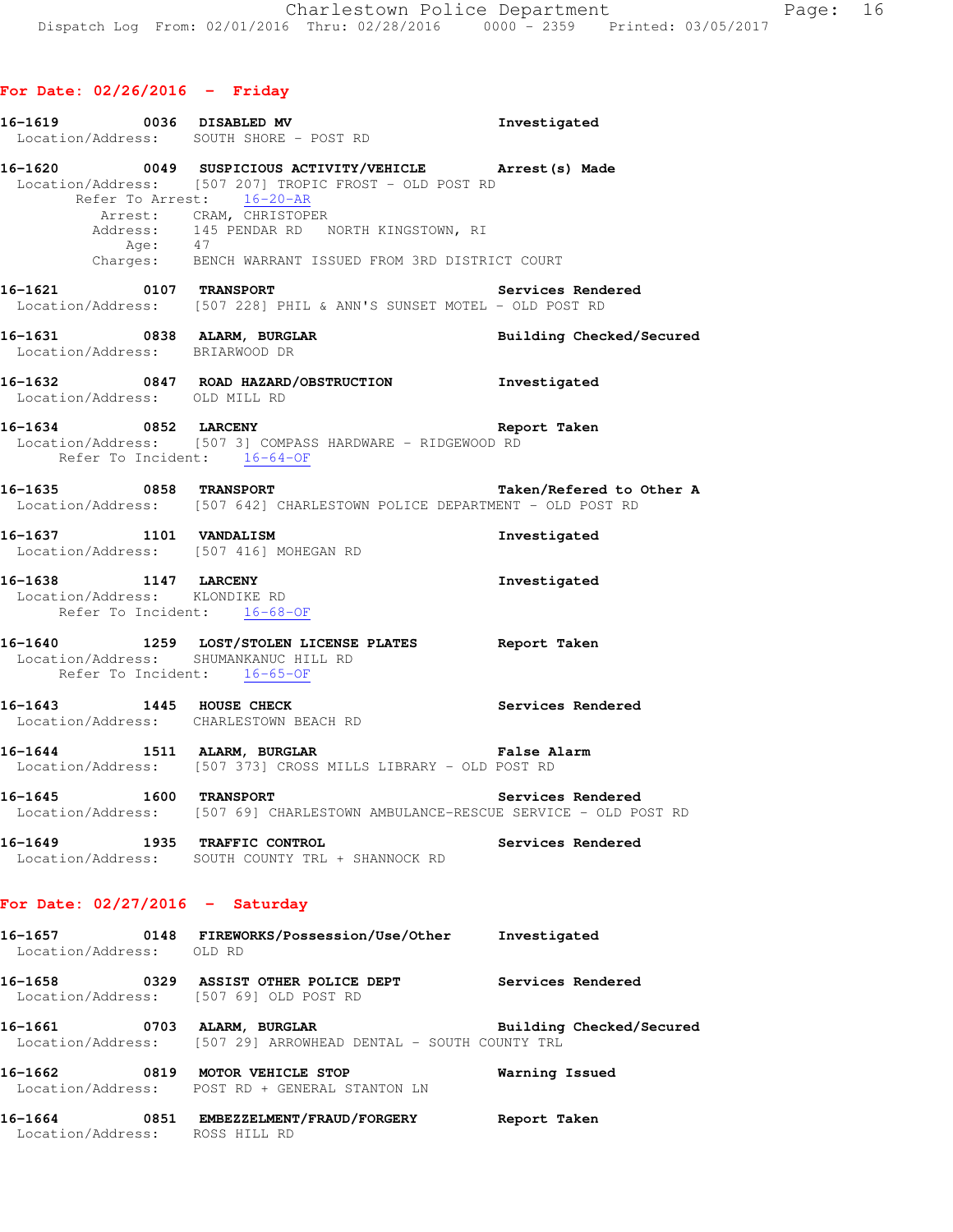## For Date: 02/26/2016 - Friday

**16-1619** 0036 **DISABLED MV** Investigated
Location/Address: SOUTH SHORE - POST RD

**16-1620** 0049 **SUSPICIOUS ACTIVITY/VEHICLE** Arrest(s) Made
Location/Address: [507 207] TROPIC FROST - OLD POST RD
Refer To Arrest: 16-20-AR
Arrest: CRAM, CHRISTOPER
Address: 145 PENDAR RD NORTH KINGSTOWN, RI
Age: 47
Charges: BENCH WARRANT ISSUED FROM 3RD DISTRICT COURT

**16-1621** 0107 **TRANSPORT** Services Rendered
Location/Address: [507 228] PHIL & ANN'S SUNSET MOTEL - OLD POST RD

**16-1631** 0838 **ALARM, BURGLAR** Building Checked/Secured
Location/Address: BRIARWOOD DR

**16-1632** 0847 **ROAD HAZARD/OBSTRUCTION** Investigated
Location/Address: OLD MILL RD

**16-1634** 0852 **LARCENY** Report Taken
Location/Address: [507 3] COMPASS HARDWARE - RIDGEWOOD RD
Refer To Incident: 16-64-OF

**16-1635** 0858 **TRANSPORT** Taken/Refered to Other A
Location/Address: [507 642] CHARLESTOWN POLICE DEPARTMENT - OLD POST RD

**16-1637** 1101 **VANDALISM** Investigated
Location/Address: [507 416] MOHEGAN RD

**16-1638** 1147 **LARCENY** Investigated
Location/Address: KLONDIKE RD
Refer To Incident: 16-68-OF

**16-1640** 1259 **LOST/STOLEN LICENSE PLATES** Report Taken
Location/Address: SHUMANKANUC HILL RD
Refer To Incident: 16-65-OF

**16-1643** 1445 **HOUSE CHECK** Services Rendered
Location/Address: CHARLESTOWN BEACH RD

**16-1644** 1511 **ALARM, BURGLAR** False Alarm
Location/Address: [507 373] CROSS MILLS LIBRARY - OLD POST RD

**16-1645** 1600 **TRANSPORT** Services Rendered
Location/Address: [507 69] CHARLESTOWN AMBULANCE-RESCUE SERVICE - OLD POST RD

**16-1649** 1935 **TRAFFIC CONTROL** Services Rendered
Location/Address: SOUTH COUNTY TRL + SHANNOCK RD

## For Date: 02/27/2016 - Saturday

**16-1657** 0148 **FIREWORKS/Possession/Use/Other** Investigated
Location/Address: OLD RD

**16-1658** 0329 **ASSIST OTHER POLICE DEPT** Services Rendered
Location/Address: [507 69] OLD POST RD

**16-1661** 0703 **ALARM, BURGLAR** Building Checked/Secured
Location/Address: [507 29] ARROWHEAD DENTAL - SOUTH COUNTY TRL

**16-1662** 0819 **MOTOR VEHICLE STOP** Warning Issued
Location/Address: POST RD + GENERAL STANTON LN

**16-1664** 0851 **EMBEZZELMENT/FRAUD/FORGERY** Report Taken
Location/Address: ROSS HILL RD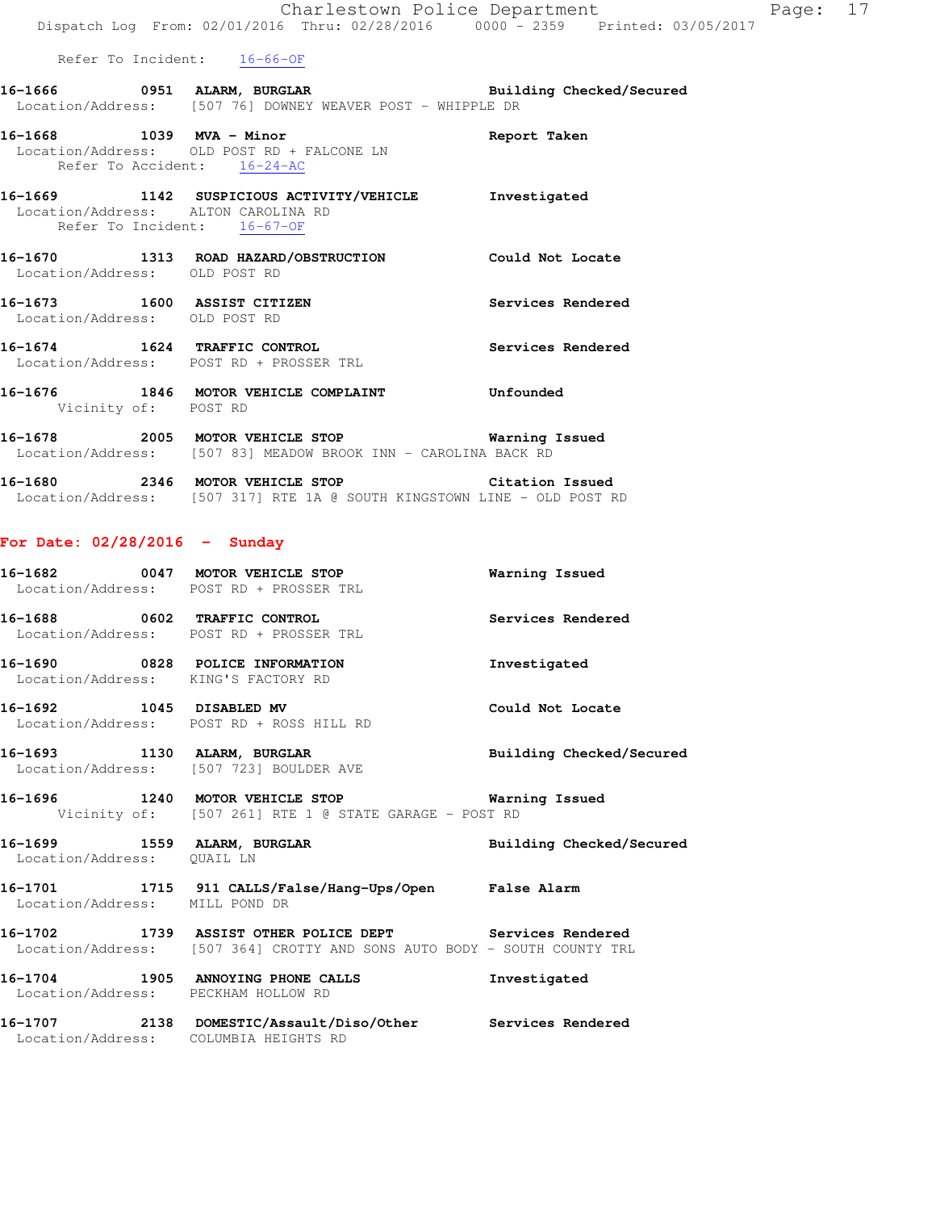Refer To Incident: 16-66-OF

**16-1666 0951 ALARM, BURGLAR** Building Checked/Secured
Location/Address: [507 76] DOWNEY WEAVER POST - WHIPPLE DR

**16-1668 1039 MVA - Minor** Report Taken
Location/Address: OLD POST RD + FALCONE LN
Refer To Accident: 16-24-AC

**16-1669 1142 SUSPICIOUS ACTIVITY/VEHICLE** Investigated
Location/Address: ALTON CAROLINA RD
Refer To Incident: 16-67-OF

**16-1670 1313 ROAD HAZARD/OBSTRUCTION** Could Not Locate
Location/Address: OLD POST RD

**16-1673 1600 ASSIST CITIZEN** Services Rendered
Location/Address: OLD POST RD

**16-1674 1624 TRAFFIC CONTROL** Services Rendered
Location/Address: POST RD + PROSSER TRL

**16-1676 1846 MOTOR VEHICLE COMPLAINT** Unfounded
Vicinity of: POST RD

**16-1678 2005 MOTOR VEHICLE STOP** Warning Issued
Location/Address: [507 83] MEADOW BROOK INN - CAROLINA BACK RD

**16-1680 2346 MOTOR VEHICLE STOP** Citation Issued
Location/Address: [507 317] RTE 1A @ SOUTH KINGSTOWN LINE - OLD POST RD

## For Date: 02/28/2016 - Sunday

**16-1682 0047 MOTOR VEHICLE STOP** Warning Issued
Location/Address: POST RD + PROSSER TRL

**16-1688 0602 TRAFFIC CONTROL** Services Rendered
Location/Address: POST RD + PROSSER TRL

**16-1690 0828 POLICE INFORMATION** Investigated
Location/Address: KING'S FACTORY RD

**16-1692 1045 DISABLED MV** Could Not Locate
Location/Address: POST RD + ROSS HILL RD

**16-1693 1130 ALARM, BURGLAR** Building Checked/Secured
Location/Address: [507 723] BOULDER AVE

**16-1696 1240 MOTOR VEHICLE STOP** Warning Issued
Vicinity of: [507 261] RTE 1 @ STATE GARAGE - POST RD

**16-1699 1559 ALARM, BURGLAR** Building Checked/Secured
Location/Address: QUAIL LN

**16-1701 1715 911 CALLS/False/Hang-Ups/Open** False Alarm
Location/Address: MILL POND DR

**16-1702 1739 ASSIST OTHER POLICE DEPT** Services Rendered
Location/Address: [507 364] CROTTY AND SONS AUTO BODY - SOUTH COUNTY TRL

**16-1704 1905 ANNOYING PHONE CALLS** Investigated
Location/Address: PECKHAM HOLLOW RD

**16-1707 2138 DOMESTIC/Assault/Diso/Other** Services Rendered
Location/Address: COLUMBIA HEIGHTS RD